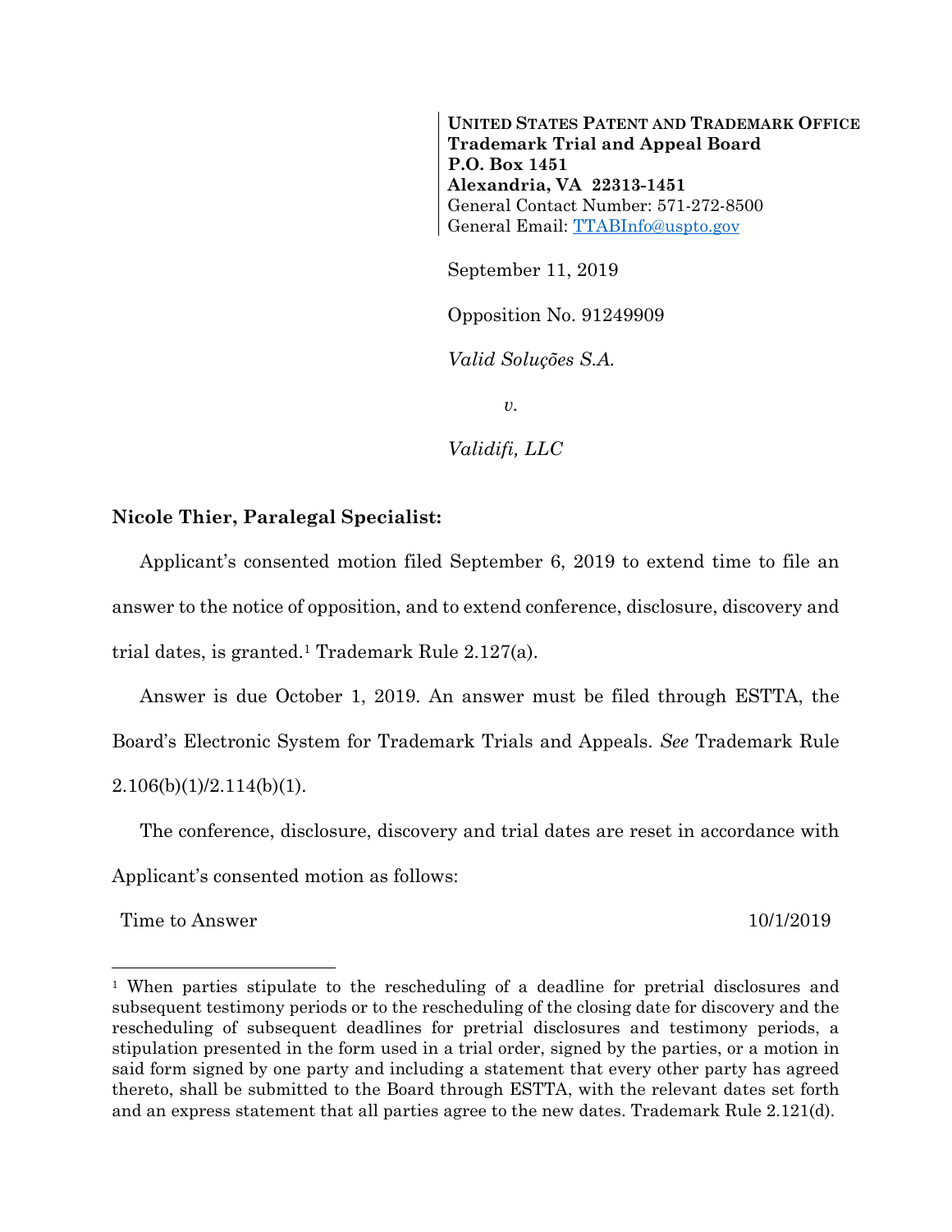**UNITED STATES PATENT AND TRADEMARK OFFICE**
**Trademark Trial and Appeal Board**
**P.O. Box 1451**
**Alexandria, VA 22313-1451**
General Contact Number: 571-272-8500
General Email: TTABInfo@uspto.gov

September 11, 2019

Opposition No. 91249909

*Valid Soluções S.A.*

*v.*

*Validifi, LLC*

**Nicole Thier, Paralegal Specialist:**

Applicant's consented motion filed September 6, 2019 to extend time to file an answer to the notice of opposition, and to extend conference, disclosure, discovery and trial dates, is granted.[1] Trademark Rule 2.127(a).

Answer is due October 1, 2019. An answer must be filed through ESTTA, the Board's Electronic System for Trademark Trials and Appeals. *See* Trademark Rule 2.106(b)(1)/2.114(b)(1).

The conference, disclosure, discovery and trial dates are reset in accordance with Applicant's consented motion as follows:

| | |
|---|---|
| Time to Answer | 10/1/2019 |

[1] When parties stipulate to the rescheduling of a deadline for pretrial disclosures and subsequent testimony periods or to the rescheduling of the closing date for discovery and the rescheduling of subsequent deadlines for pretrial disclosures and testimony periods, a stipulation presented in the form used in a trial order, signed by the parties, or a motion in said form signed by one party and including a statement that every other party has agreed thereto, shall be submitted to the Board through ESTTA, with the relevant dates set forth and an express statement that all parties agree to the new dates. Trademark Rule 2.121(d).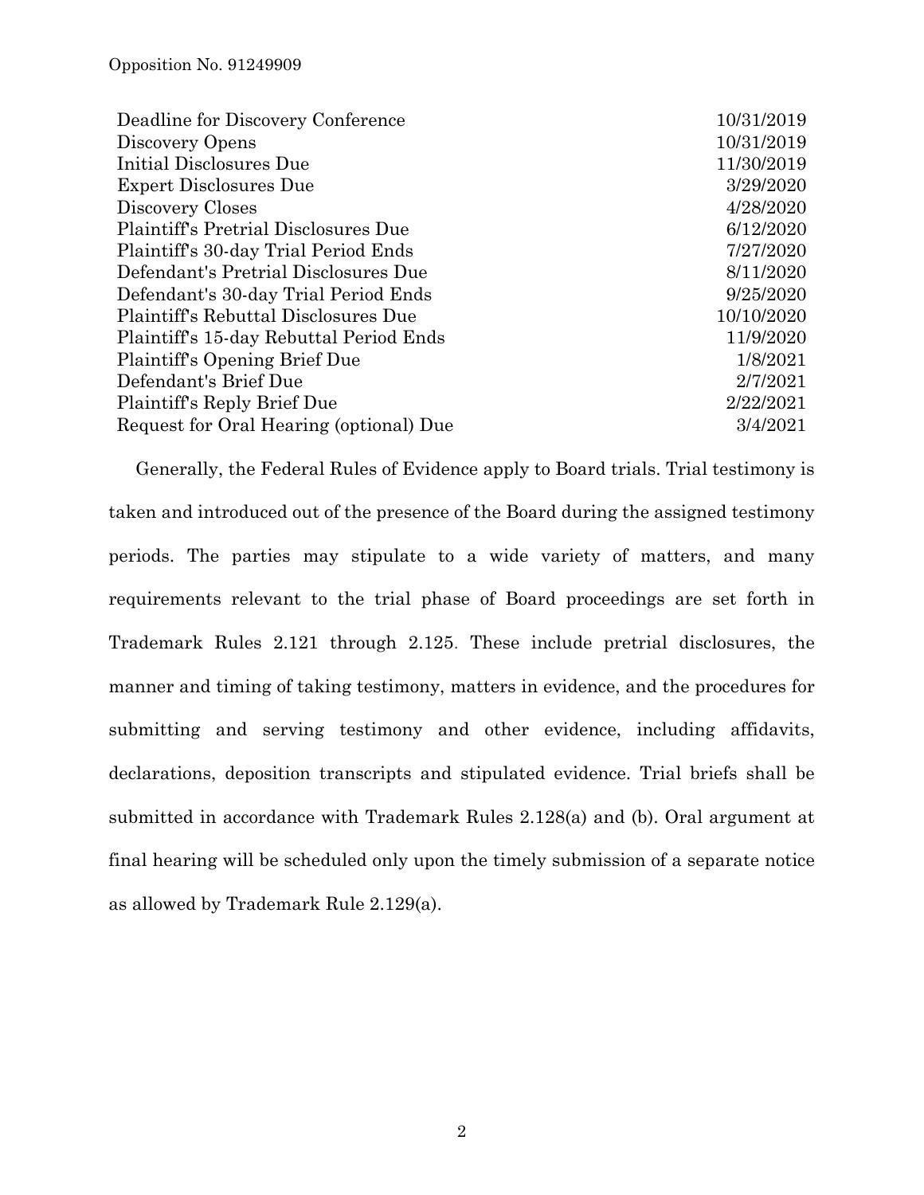| | |
|---|---|
| Deadline for Discovery Conference | 10/31/2019 |
| Discovery Opens | 10/31/2019 |
| Initial Disclosures Due | 11/30/2019 |
| Expert Disclosures Due | 3/29/2020 |
| Discovery Closes | 4/28/2020 |
| Plaintiff's Pretrial Disclosures Due | 6/12/2020 |
| Plaintiff's 30-day Trial Period Ends | 7/27/2020 |
| Defendant's Pretrial Disclosures Due | 8/11/2020 |
| Defendant's 30-day Trial Period Ends | 9/25/2020 |
| Plaintiff's Rebuttal Disclosures Due | 10/10/2020 |
| Plaintiff's 15-day Rebuttal Period Ends | 11/9/2020 |
| Plaintiff's Opening Brief Due | 1/8/2021 |
| Defendant's Brief Due | 2/7/2021 |
| Plaintiff's Reply Brief Due | 2/22/2021 |
| Request for Oral Hearing (optional) Due | 3/4/2021 |

Generally, the Federal Rules of Evidence apply to Board trials. Trial testimony is taken and introduced out of the presence of the Board during the assigned testimony periods. The parties may stipulate to a wide variety of matters, and many requirements relevant to the trial phase of Board proceedings are set forth in Trademark Rules 2.121 through 2.125. These include pretrial disclosures, the manner and timing of taking testimony, matters in evidence, and the procedures for submitting and serving testimony and other evidence, including affidavits, declarations, deposition transcripts and stipulated evidence. Trial briefs shall be submitted in accordance with Trademark Rules 2.128(a) and (b). Oral argument at final hearing will be scheduled only upon the timely submission of a separate notice as allowed by Trademark Rule 2.129(a).